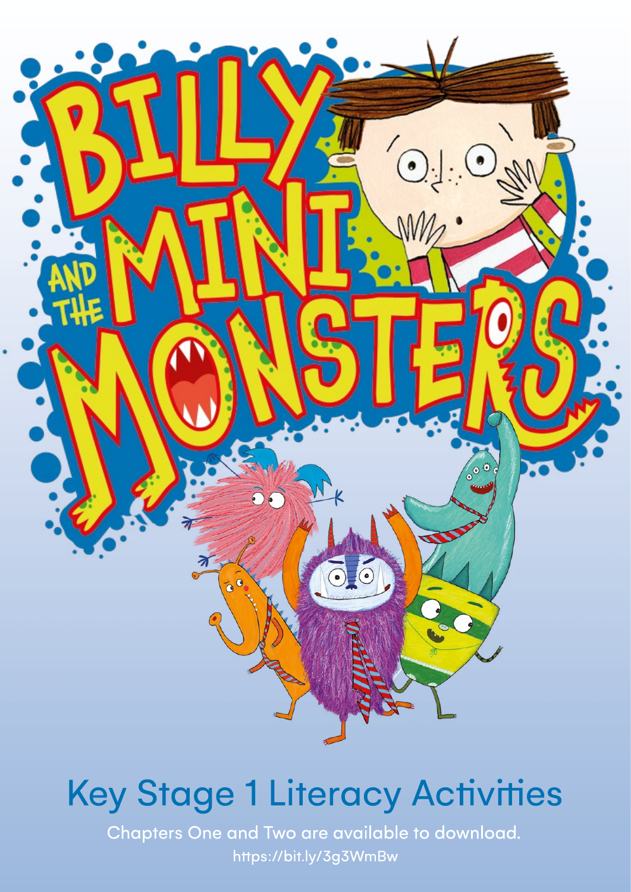# Billy and the Mini Monsters

## Key Stage 1 Literacy Activities

Chapters One and Two are available to download.

https://bit.ly/3g3WmBw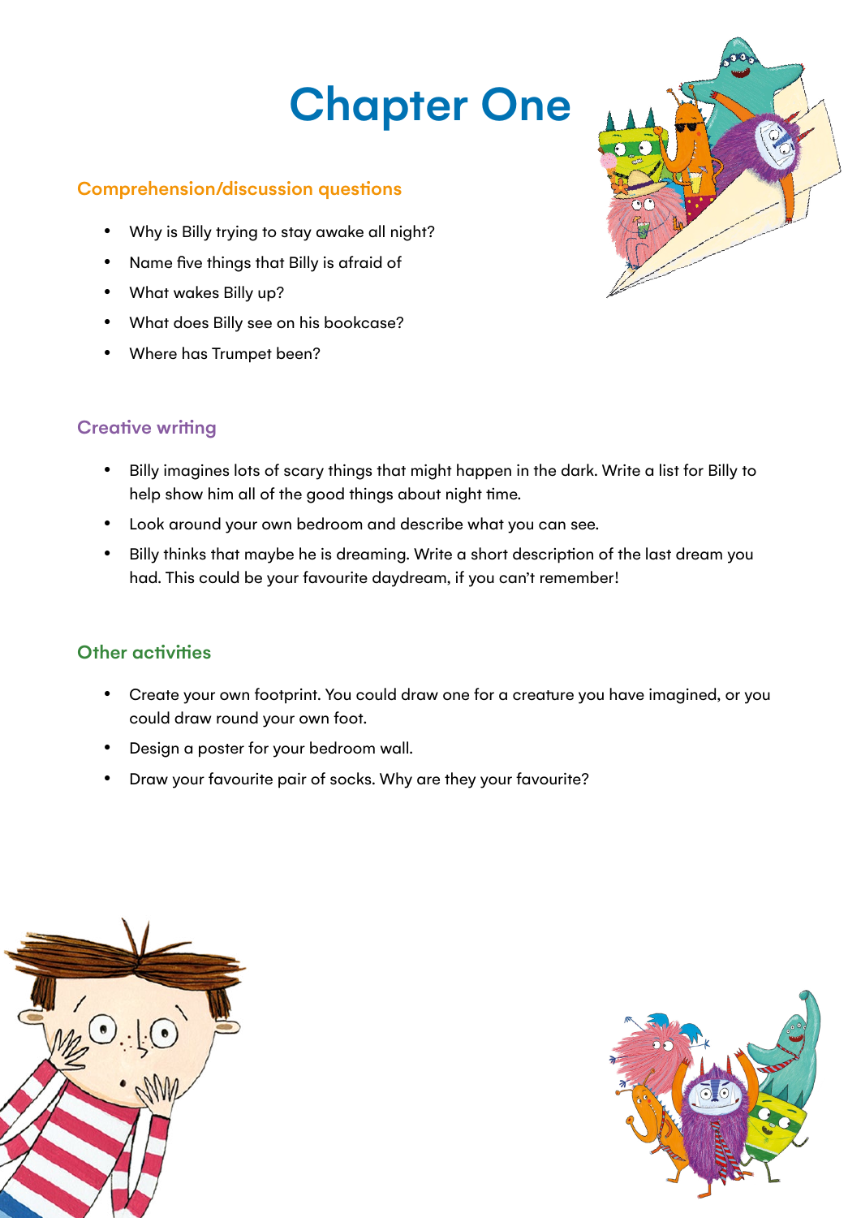# Chapter One

### Comprehension/discussion questions

- Why is Billy trying to stay awake all night?
- Name five things that Billy is afraid of
- What wakes Billy up?
- What does Billy see on his bookcase?
- Where has Trumpet been?

### Creative writing

- Billy imagines lots of scary things that might happen in the dark. Write a list for Billy to help show him all of the good things about night time.
- Look around your own bedroom and describe what you can see.
- Billy thinks that maybe he is dreaming. Write a short description of the last dream you had. This could be your favourite daydream, if you can't remember!

### Other activities

- Create your own footprint. You could draw one for a creature you have imagined, or you could draw round your own foot.
- Design a poster for your bedroom wall.
- Draw your favourite pair of socks. Why are they your favourite?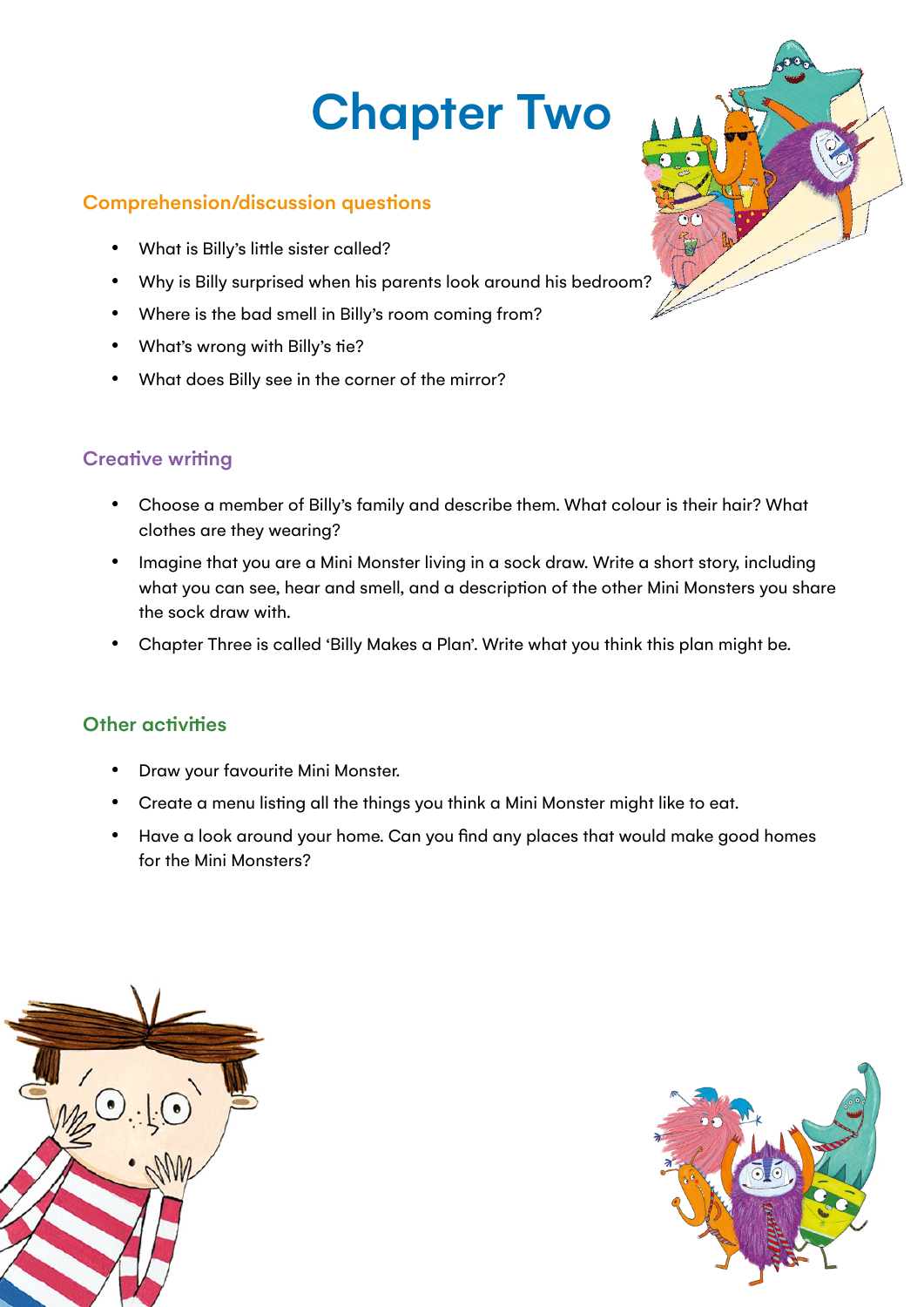# Chapter Two

### Comprehension/discussion questions

- What is Billy's little sister called?
- Why is Billy surprised when his parents look around his bedroom?
- Where is the bad smell in Billy's room coming from?
- What's wrong with Billy's tie?
- What does Billy see in the corner of the mirror?

### Creative writing

- Choose a member of Billy's family and describe them. What colour is their hair? What clothes are they wearing?
- Imagine that you are a Mini Monster living in a sock draw. Write a short story, including what you can see, hear and smell, and a description of the other Mini Monsters you share the sock draw with.
- Chapter Three is called 'Billy Makes a Plan'. Write what you think this plan might be.

### Other activities

- Draw your favourite Mini Monster.
- Create a menu listing all the things you think a Mini Monster might like to eat.
- Have a look around your home. Can you find any places that would make good homes for the Mini Monsters?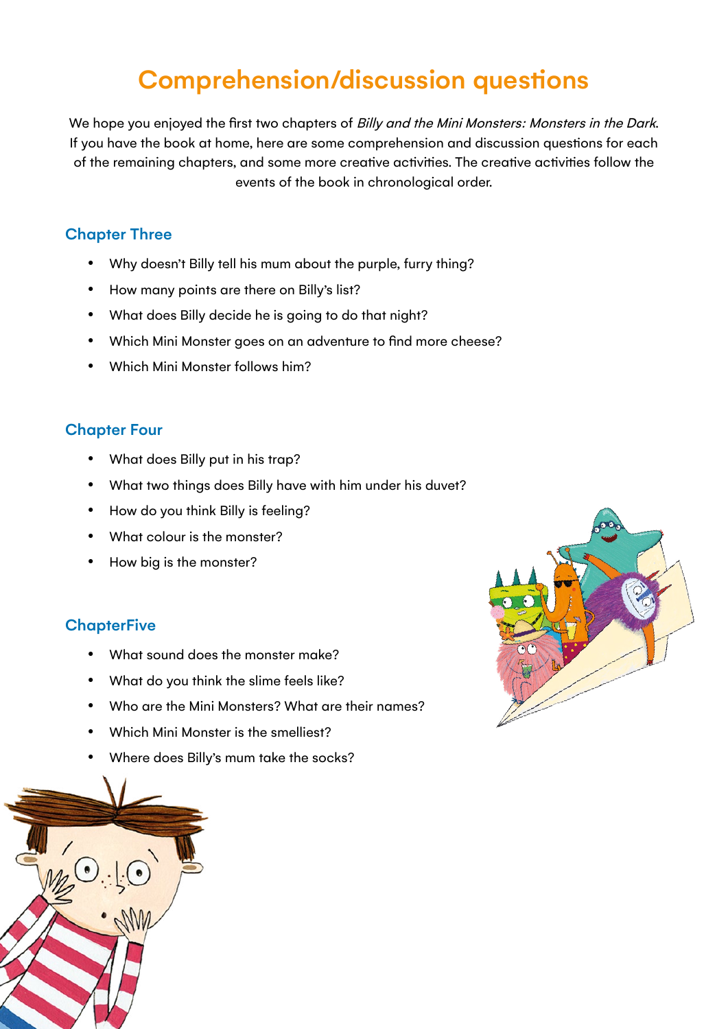# Comprehension/discussion questions

We hope you enjoyed the first two chapters of *Billy and the Mini Monsters: Monsters in the Dark*. If you have the book at home, here are some comprehension and discussion questions for each of the remaining chapters, and some more creative activities. The creative activities follow the events of the book in chronological order.

## Chapter Three

- Why doesn't Billy tell his mum about the purple, furry thing?
- How many points are there on Billy's list?
- What does Billy decide he is going to do that night?
- Which Mini Monster goes on an adventure to find more cheese?
- Which Mini Monster follows him?

## Chapter Four

- What does Billy put in his trap?
- What two things does Billy have with him under his duvet?
- How do you think Billy is feeling?
- What colour is the monster?
- How big is the monster?

## ChapterFive

- What sound does the monster make?
- What do you think the slime feels like?
- Who are the Mini Monsters? What are their names?
- Which Mini Monster is the smelliest?
- Where does Billy's mum take the socks?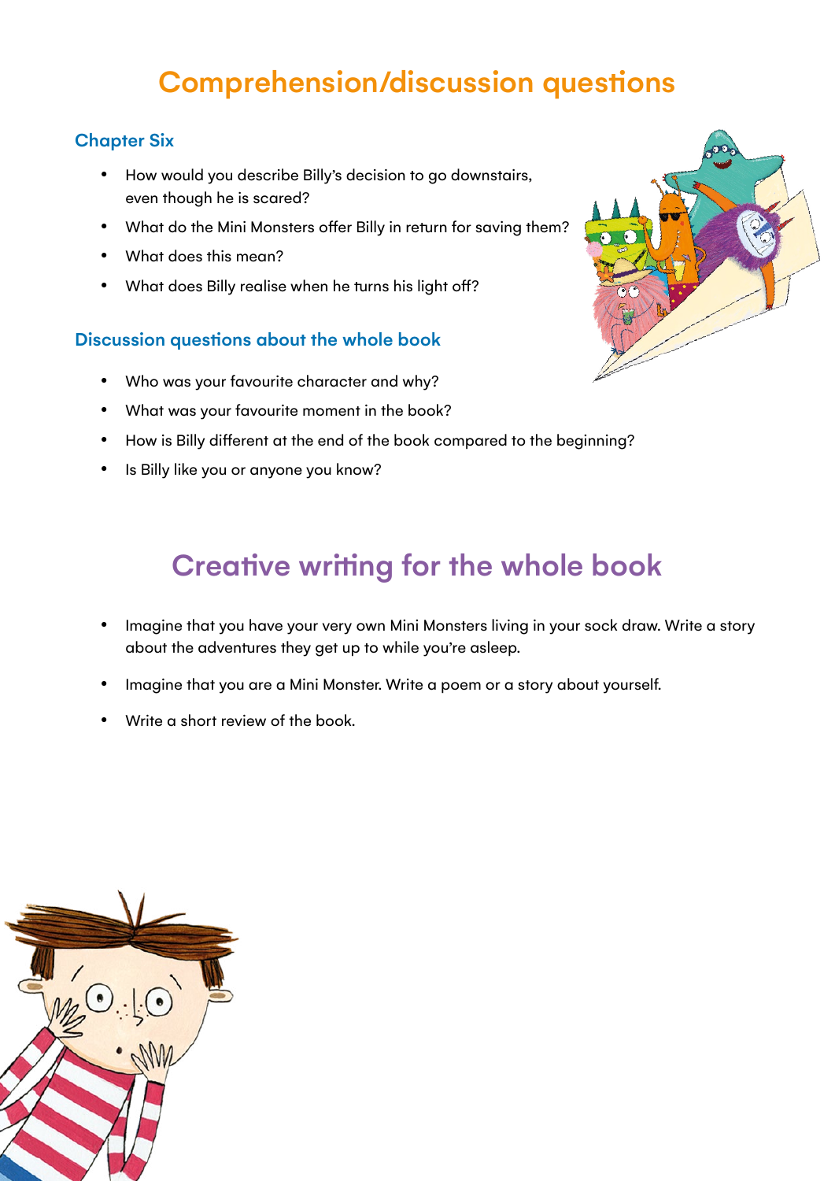# Comprehension/discussion questions

### Chapter Six

- How would you describe Billy's decision to go downstairs, even though he is scared?
- What do the Mini Monsters offer Billy in return for saving them?
- What does this mean?
- What does Billy realise when he turns his light off?

### Discussion questions about the whole book

- Who was your favourite character and why?
- What was your favourite moment in the book?
- How is Billy different at the end of the book compared to the beginning?
- Is Billy like you or anyone you know?

# Creative writing for the whole book

- Imagine that you have your very own Mini Monsters living in your sock draw. Write a story about the adventures they get up to while you're asleep.
- Imagine that you are a Mini Monster. Write a poem or a story about yourself.
- Write a short review of the book.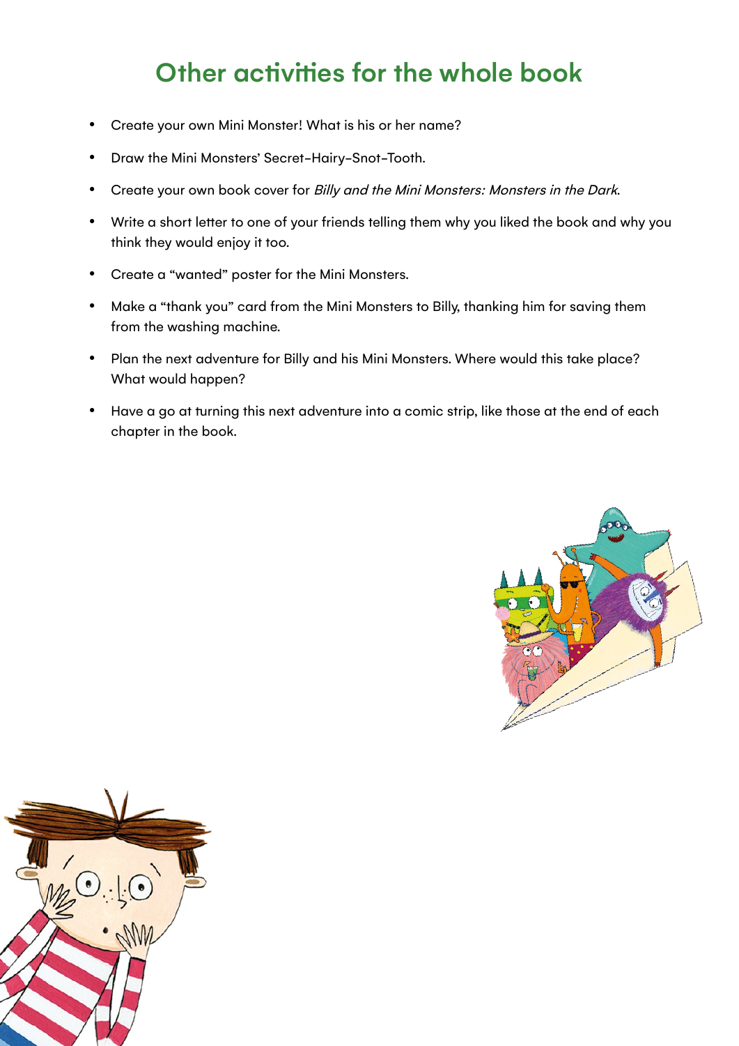## Other activities for the whole book

- Create your own Mini Monster! What is his or her name?
- Draw the Mini Monsters' Secret-Hairy-Snot-Tooth.
- Create your own book cover for *Billy and the Mini Monsters: Monsters in the Dark*.
- Write a short letter to one of your friends telling them why you liked the book and why you think they would enjoy it too.
- Create a "wanted" poster for the Mini Monsters.
- Make a "thank you" card from the Mini Monsters to Billy, thanking him for saving them from the washing machine.
- Plan the next adventure for Billy and his Mini Monsters. Where would this take place? What would happen?
- Have a go at turning this next adventure into a comic strip, like those at the end of each chapter in the book.